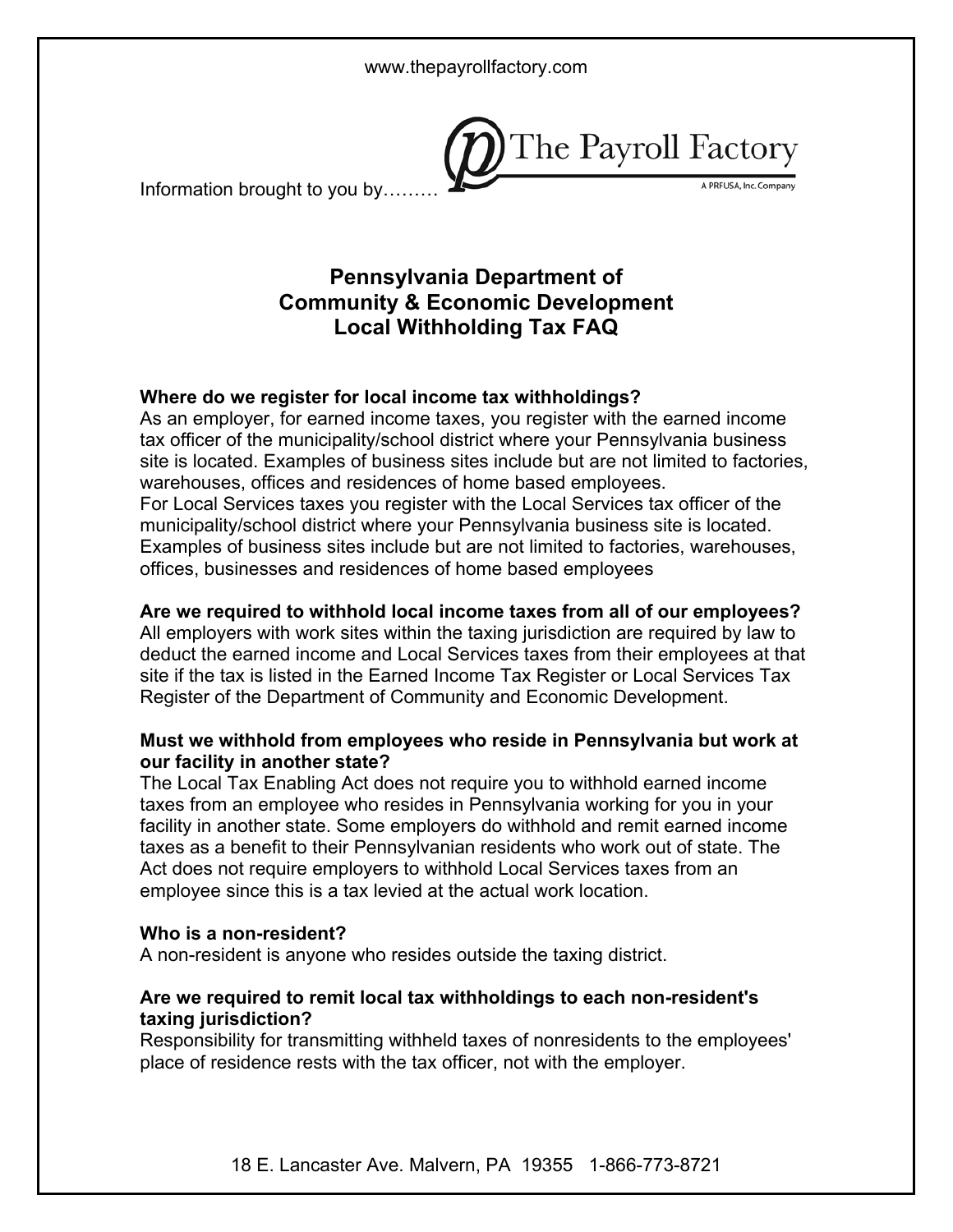www.thepayrollfactory.com

Information brought to you by………

# Pennsylvania Department of Community & Economic Development Local Withholding Tax FAQ

**Where do we register for local income tax withholdings?**

As an employer, for earned income taxes, you register with the earned income tax officer of the municipality/school district where your Pennsylvania business site is located. Examples of business sites include but are not limited to factories, warehouses, offices and residences of home based employees.

For Local Services taxes you register with the Local Services tax officer of the municipality/school district where your Pennsylvania business site is located. Examples of business sites include but are not limited to factories, warehouses, offices, businesses and residences of home based employees

**Are we required to withhold local income taxes from all of our employees?**

All employers with work sites within the taxing jurisdiction are required by law to deduct the earned income and Local Services taxes from their employees at that site if the tax is listed in the Earned Income Tax Register or Local Services Tax Register of the Department of Community and Economic Development.

**Must we withhold from employees who reside in Pennsylvania but work at our facility in another state?**

The Local Tax Enabling Act does not require you to withhold earned income taxes from an employee who resides in Pennsylvania working for you in your facility in another state. Some employers do withhold and remit earned income taxes as a benefit to their Pennsylvanian residents who work out of state. The Act does not require employers to withhold Local Services taxes from an employee since this is a tax levied at the actual work location.

**Who is a non-resident?**

A non-resident is anyone who resides outside the taxing district.

**Are we required to remit local tax withholdings to each non-resident's taxing jurisdiction?**

Responsibility for transmitting withheld taxes of nonresidents to the employees' place of residence rests with the tax officer, not with the employer.

18 E. Lancaster Ave. Malvern, PA 19355 1-866-773-8721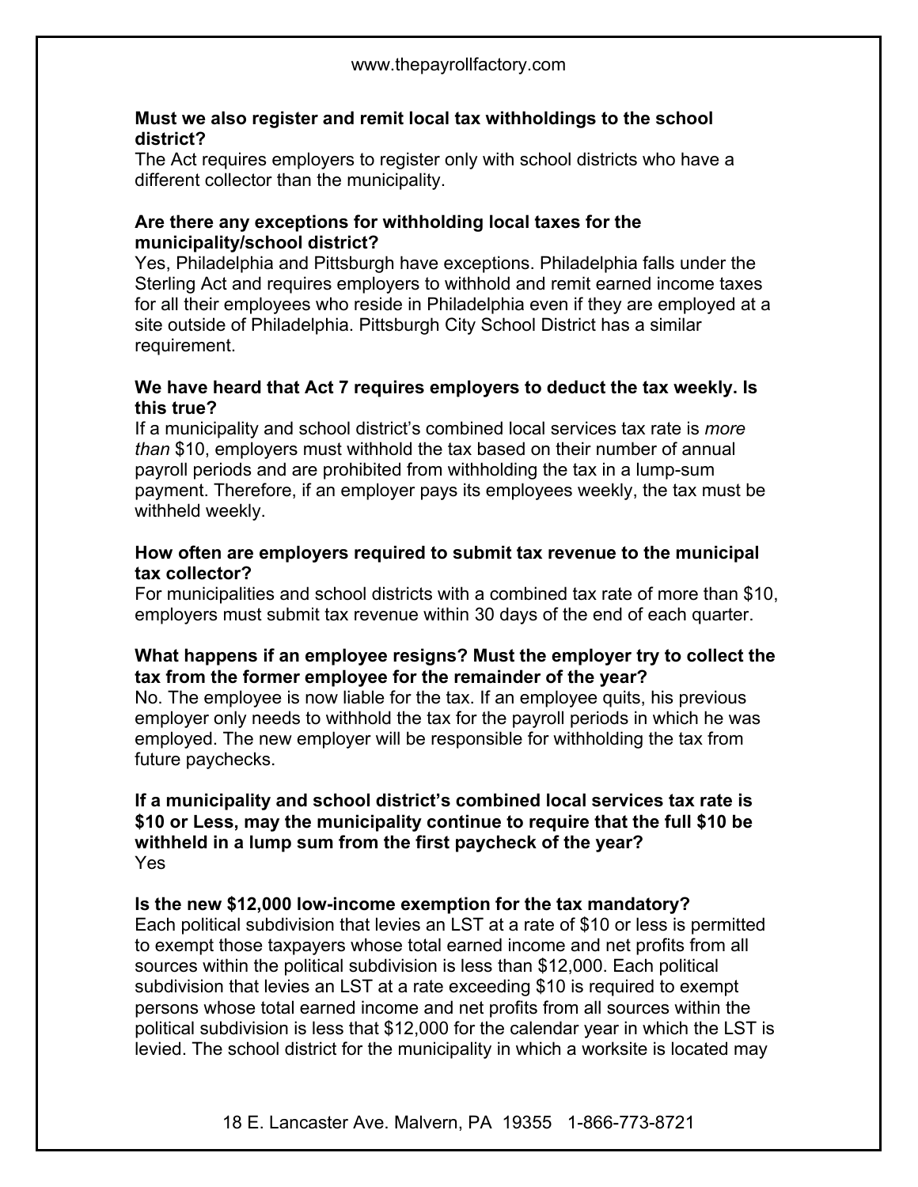**Must we also register and remit local tax withholdings to the school district?**

The Act requires employers to register only with school districts who have a different collector than the municipality.

**Are there any exceptions for withholding local taxes for the municipality/school district?**

Yes, Philadelphia and Pittsburgh have exceptions. Philadelphia falls under the Sterling Act and requires employers to withhold and remit earned income taxes for all their employees who reside in Philadelphia even if they are employed at a site outside of Philadelphia. Pittsburgh City School District has a similar requirement.

**We have heard that Act 7 requires employers to deduct the tax weekly. Is this true?**

If a municipality and school district's combined local services tax rate is *more than* $10, employers must withhold the tax based on their number of annual payroll periods and are prohibited from withholding the tax in a lump-sum payment. Therefore, if an employer pays its employees weekly, the tax must be withheld weekly.

**How often are employers required to submit tax revenue to the municipal tax collector?**

For municipalities and school districts with a combined tax rate of more than $10, employers must submit tax revenue within 30 days of the end of each quarter.

**What happens if an employee resigns? Must the employer try to collect the tax from the former employee for the remainder of the year?**

No. The employee is now liable for the tax. If an employee quits, his previous employer only needs to withhold the tax for the payroll periods in which he was employed. The new employer will be responsible for withholding the tax from future paychecks.

**If a municipality and school district's combined local services tax rate is $10 or Less, may the municipality continue to require that the full $10 be withheld in a lump sum from the first paycheck of the year?**

Yes

**Is the new $12,000 low-income exemption for the tax mandatory?**

Each political subdivision that levies an LST at a rate of $10 or less is permitted to exempt those taxpayers whose total earned income and net profits from all sources within the political subdivision is less than $12,000. Each political subdivision that levies an LST at a rate exceeding $10 is required to exempt persons whose total earned income and net profits from all sources within the political subdivision is less that $12,000 for the calendar year in which the LST is levied. The school district for the municipality in which a worksite is located may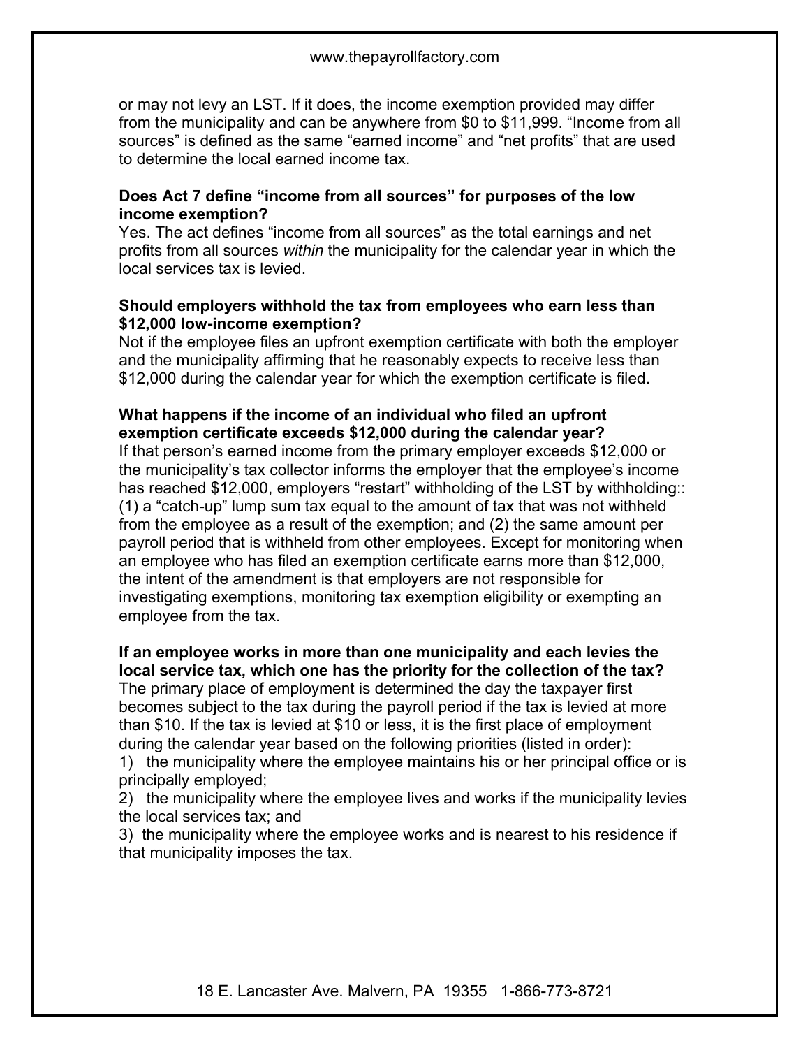or may not levy an LST. If it does, the income exemption provided may differ from the municipality and can be anywhere from $0 to $11,999. "Income from all sources" is defined as the same "earned income" and "net profits" that are used to determine the local earned income tax.

**Does Act 7 define "income from all sources" for purposes of the low income exemption?**

Yes. The act defines "income from all sources" as the total earnings and net profits from all sources *within* the municipality for the calendar year in which the local services tax is levied.

**Should employers withhold the tax from employees who earn less than $12,000 low-income exemption?**

Not if the employee files an upfront exemption certificate with both the employer and the municipality affirming that he reasonably expects to receive less than $12,000 during the calendar year for which the exemption certificate is filed.

**What happens if the income of an individual who filed an upfront exemption certificate exceeds $12,000 during the calendar year?**

If that person's earned income from the primary employer exceeds $12,000 or the municipality's tax collector informs the employer that the employee's income has reached $12,000, employers "restart" withholding of the LST by withholding:: (1) a "catch-up" lump sum tax equal to the amount of tax that was not withheld from the employee as a result of the exemption; and (2) the same amount per payroll period that is withheld from other employees. Except for monitoring when an employee who has filed an exemption certificate earns more than $12,000, the intent of the amendment is that employers are not responsible for investigating exemptions, monitoring tax exemption eligibility or exempting an employee from the tax.

**If an employee works in more than one municipality and each levies the local service tax, which one has the priority for the collection of the tax?**

The primary place of employment is determined the day the taxpayer first becomes subject to the tax during the payroll period if the tax is levied at more than $10. If the tax is levied at $10 or less, it is the first place of employment during the calendar year based on the following priorities (listed in order):

1) the municipality where the employee maintains his or her principal office or is principally employed;

2) the municipality where the employee lives and works if the municipality levies the local services tax; and

3) the municipality where the employee works and is nearest to his residence if that municipality imposes the tax.